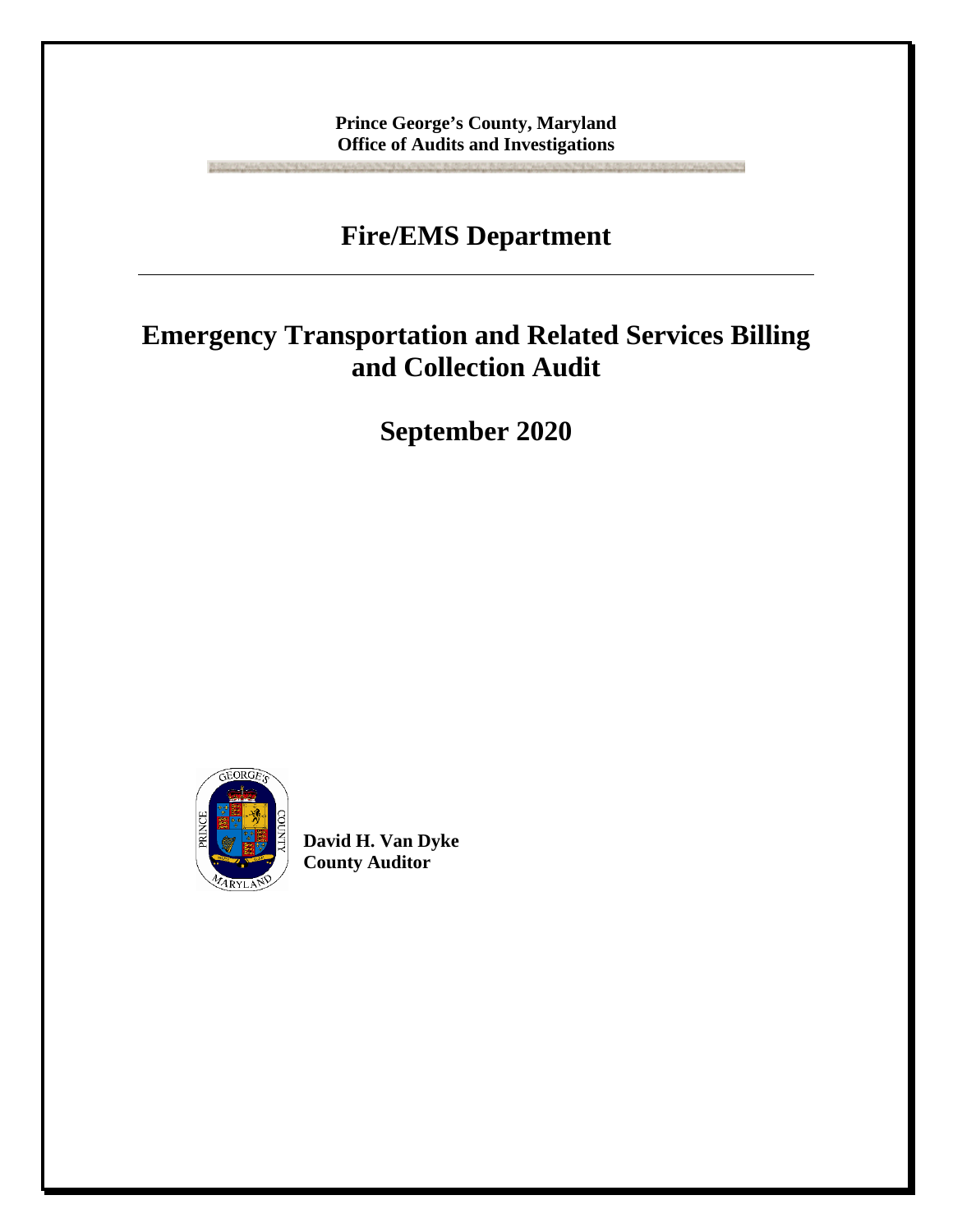**Prince George's County, Maryland**
**Office of Audits and Investigations**

# Fire/EMS Department

---

# Emergency Transportation and Related Services Billing and Collection Audit

## September 2020

**David H. Van Dyke**
**County Auditor**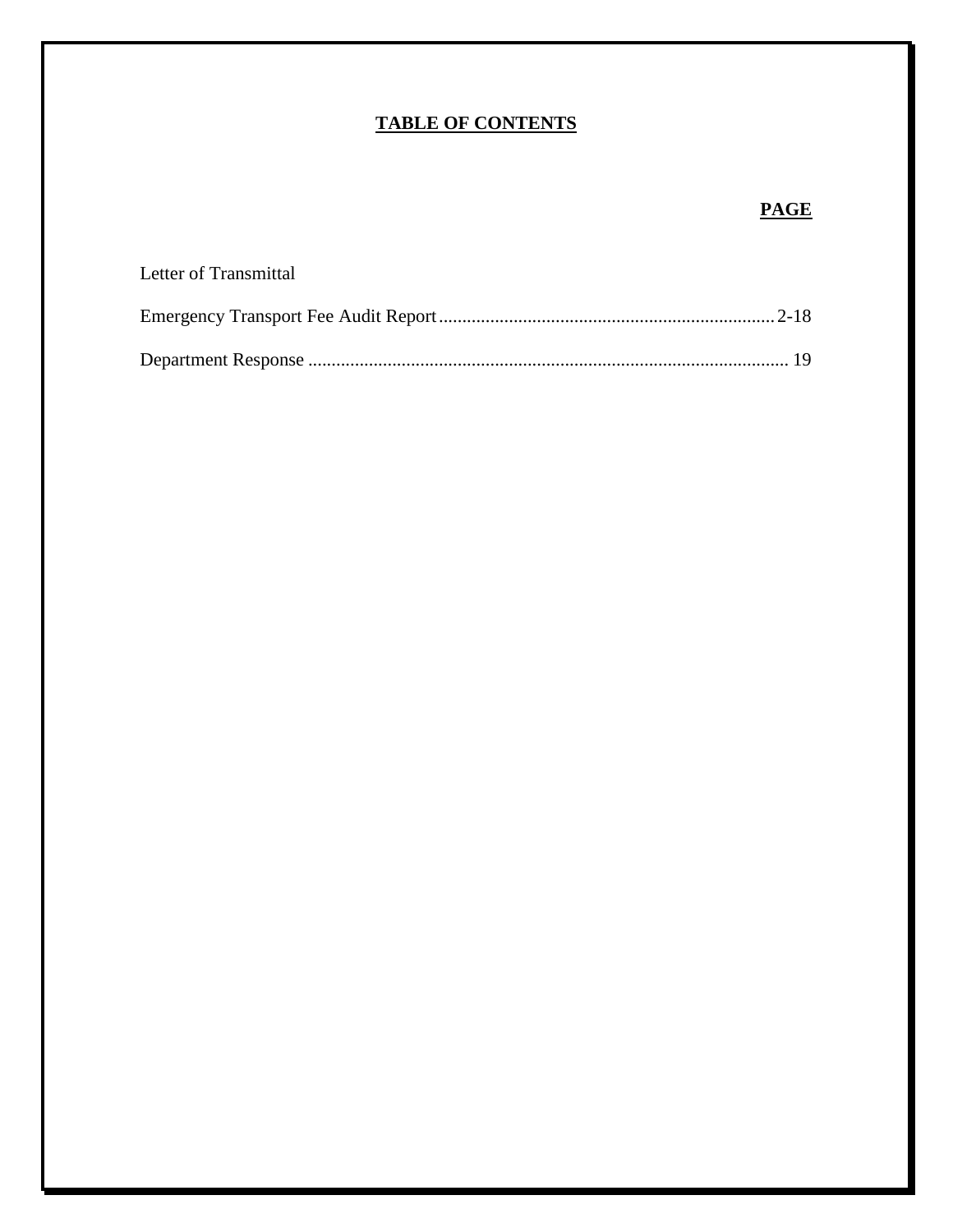# TABLE OF CONTENTS

| | PAGE |
|---|---|
| Letter of Transmittal | |
| Emergency Transport Fee Audit Report | 2-18 |
| Department Response | 19 |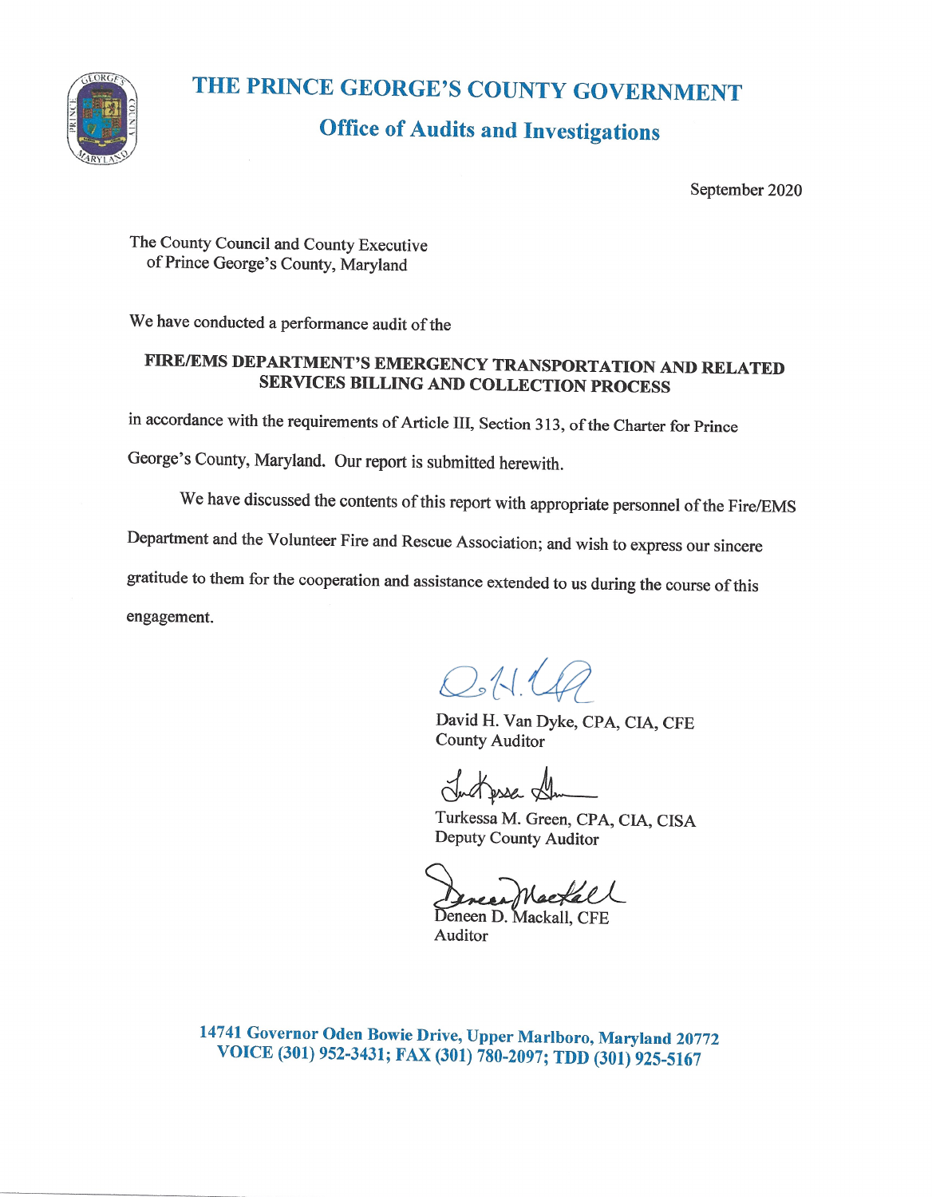# THE PRINCE GEORGE'S COUNTY GOVERNMENT

## Office of Audits and Investigations

September 2020

The County Council and County Executive
of Prince George's County, Maryland

We have conducted a performance audit of the

**FIRE/EMS DEPARTMENT'S EMERGENCY TRANSPORTATION AND RELATED SERVICES BILLING AND COLLECTION PROCESS**

in accordance with the requirements of Article III, Section 313, of the Charter for Prince George's County, Maryland. Our report is submitted herewith.

We have discussed the contents of this report with appropriate personnel of the Fire/EMS Department and the Volunteer Fire and Rescue Association; and wish to express our sincere gratitude to them for the cooperation and assistance extended to us during the course of this engagement.

David H. Van Dyke, CPA, CIA, CFE
County Auditor

Turkessa M. Green, CPA, CIA, CISA
Deputy County Auditor

Deneen D. Mackall, CFE
Auditor

**14741 Governor Oden Bowie Drive, Upper Marlboro, Maryland 20772**
**VOICE (301) 952-3431; FAX (301) 780-2097; TDD (301) 925-5167**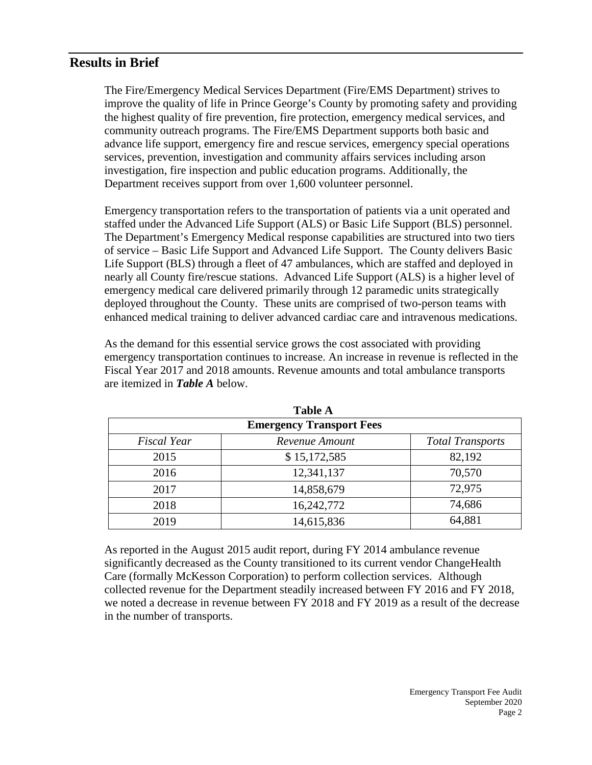## Results in Brief

The Fire/Emergency Medical Services Department (Fire/EMS Department) strives to improve the quality of life in Prince George's County by promoting safety and providing the highest quality of fire prevention, fire protection, emergency medical services, and community outreach programs. The Fire/EMS Department supports both basic and advance life support, emergency fire and rescue services, emergency special operations services, prevention, investigation and community affairs services including arson investigation, fire inspection and public education programs. Additionally, the Department receives support from over 1,600 volunteer personnel.

Emergency transportation refers to the transportation of patients via a unit operated and staffed under the Advanced Life Support (ALS) or Basic Life Support (BLS) personnel. The Department's Emergency Medical response capabilities are structured into two tiers of service – Basic Life Support and Advanced Life Support. The County delivers Basic Life Support (BLS) through a fleet of 47 ambulances, which are staffed and deployed in nearly all County fire/rescue stations. Advanced Life Support (ALS) is a higher level of emergency medical care delivered primarily through 12 paramedic units strategically deployed throughout the County. These units are comprised of two-person teams with enhanced medical training to deliver advanced cardiac care and intravenous medications.

As the demand for this essential service grows the cost associated with providing emergency transportation continues to increase. An increase in revenue is reflected in the Fiscal Year 2017 and 2018 amounts. Revenue amounts and total ambulance transports are itemized in ***Table A*** below.

**Table A**

| **Emergency Transport Fees** | | |
|---|---|---|
| *Fiscal Year* | *Revenue Amount* | *Total Transports* |
| 2015 | $ 15,172,585 | 82,192 |
| 2016 | 12,341,137 | 70,570 |
| 2017 | 14,858,679 | 72,975 |
| 2018 | 16,242,772 | 74,686 |
| 2019 | 14,615,836 | 64,881 |

As reported in the August 2015 audit report, during FY 2014 ambulance revenue significantly decreased as the County transitioned to its current vendor ChangeHealth Care (formally McKesson Corporation) to perform collection services. Although collected revenue for the Department steadily increased between FY 2016 and FY 2018, we noted a decrease in revenue between FY 2018 and FY 2019 as a result of the decrease in the number of transports.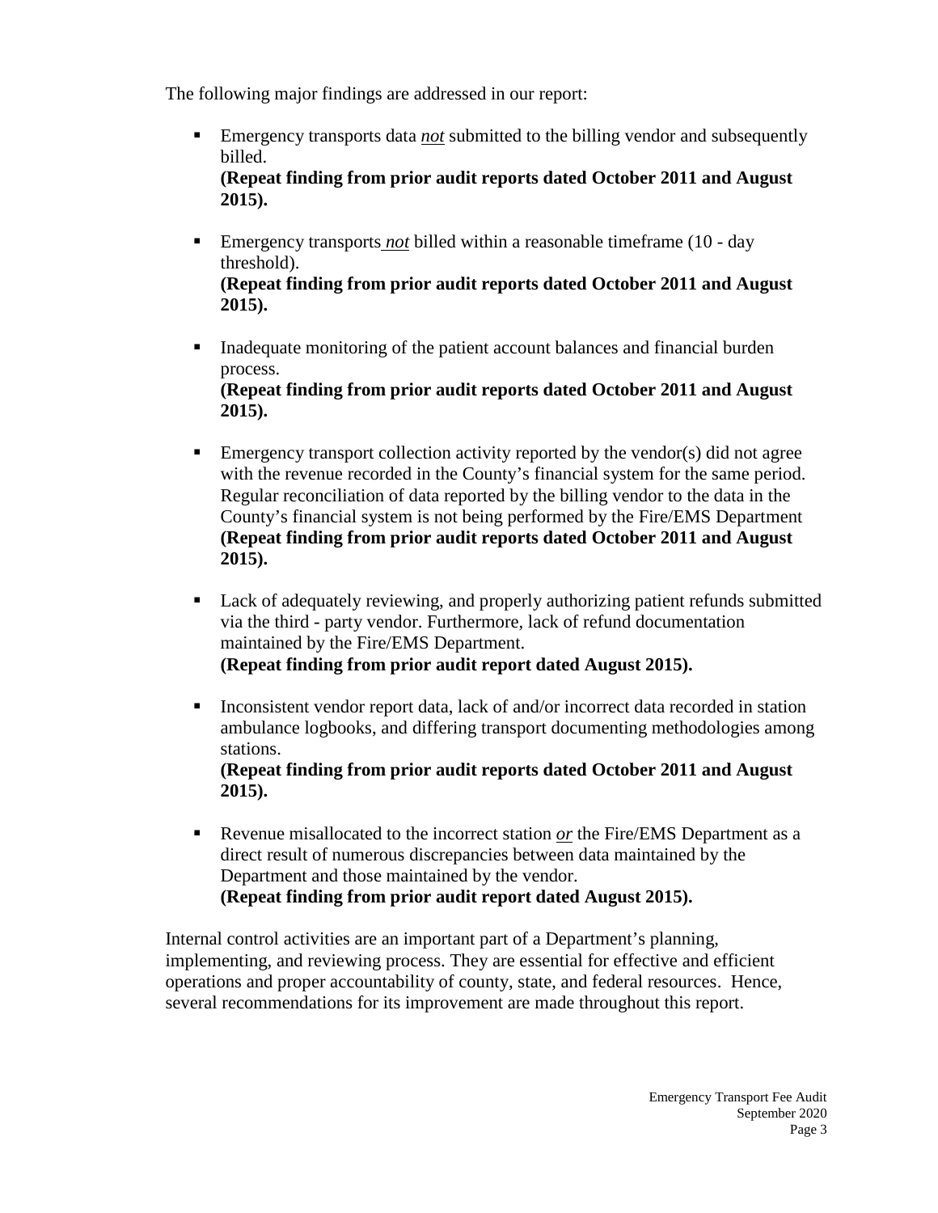The following major findings are addressed in our report:

- Emergency transports data *not* submitted to the billing vendor and subsequently billed.
  **(Repeat finding from prior audit reports dated October 2011 and August 2015).**

- Emergency transports *not* billed within a reasonable timeframe (10 - day threshold).
  **(Repeat finding from prior audit reports dated October 2011 and August 2015).**

- Inadequate monitoring of the patient account balances and financial burden process.
  **(Repeat finding from prior audit reports dated October 2011 and August 2015).**

- Emergency transport collection activity reported by the vendor(s) did not agree with the revenue recorded in the County's financial system for the same period. Regular reconciliation of data reported by the billing vendor to the data in the County's financial system is not being performed by the Fire/EMS Department **(Repeat finding from prior audit reports dated October 2011 and August 2015).**

- Lack of adequately reviewing, and properly authorizing patient refunds submitted via the third - party vendor. Furthermore, lack of refund documentation maintained by the Fire/EMS Department.
  **(Repeat finding from prior audit report dated August 2015).**

- Inconsistent vendor report data, lack of and/or incorrect data recorded in station ambulance logbooks, and differing transport documenting methodologies among stations.
  **(Repeat finding from prior audit reports dated October 2011 and August 2015).**

- Revenue misallocated to the incorrect station *or* the Fire/EMS Department as a direct result of numerous discrepancies between data maintained by the Department and those maintained by the vendor.
  **(Repeat finding from prior audit report dated August 2015).**

Internal control activities are an important part of a Department's planning, implementing, and reviewing process. They are essential for effective and efficient operations and proper accountability of county, state, and federal resources. Hence, several recommendations for its improvement are made throughout this report.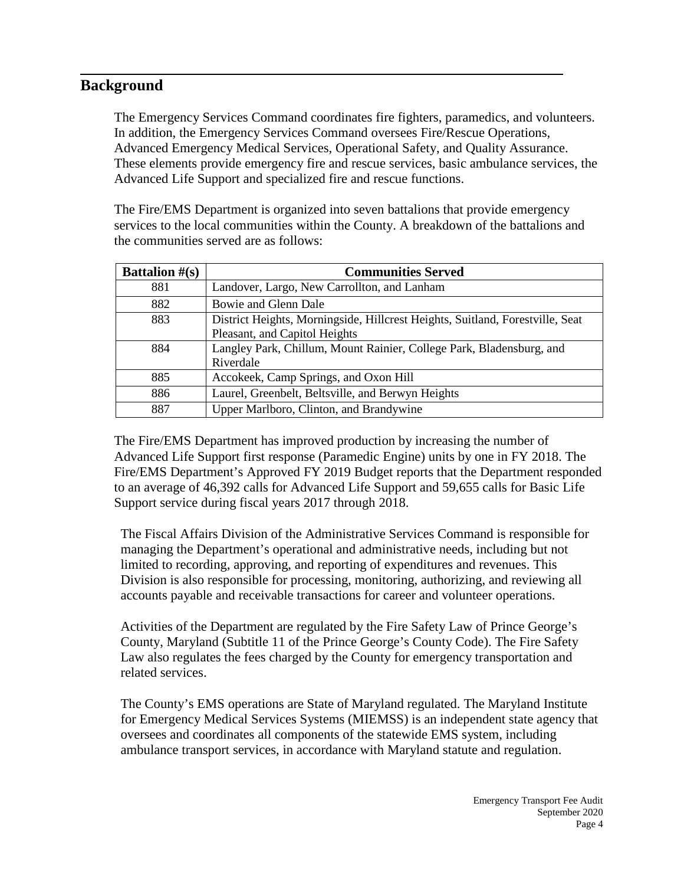## Background

The Emergency Services Command coordinates fire fighters, paramedics, and volunteers. In addition, the Emergency Services Command oversees Fire/Rescue Operations, Advanced Emergency Medical Services, Operational Safety, and Quality Assurance. These elements provide emergency fire and rescue services, basic ambulance services, the Advanced Life Support and specialized fire and rescue functions.

The Fire/EMS Department is organized into seven battalions that provide emergency services to the local communities within the County. A breakdown of the battalions and the communities served are as follows:

| Battalion #(s) | Communities Served |
| --- | --- |
| 881 | Landover, Largo, New Carrollton, and Lanham |
| 882 | Bowie and Glenn Dale |
| 883 | District Heights, Morningside, Hillcrest Heights, Suitland, Forestville, Seat Pleasant, and Capitol Heights |
| 884 | Langley Park, Chillum, Mount Rainier, College Park, Bladensburg, and Riverdale |
| 885 | Accokeek, Camp Springs, and Oxon Hill |
| 886 | Laurel, Greenbelt, Beltsville, and Berwyn Heights |
| 887 | Upper Marlboro, Clinton, and Brandywine |

The Fire/EMS Department has improved production by increasing the number of Advanced Life Support first response (Paramedic Engine) units by one in FY 2018. The Fire/EMS Department's Approved FY 2019 Budget reports that the Department responded to an average of 46,392 calls for Advanced Life Support and 59,655 calls for Basic Life Support service during fiscal years 2017 through 2018.

The Fiscal Affairs Division of the Administrative Services Command is responsible for managing the Department's operational and administrative needs, including but not limited to recording, approving, and reporting of expenditures and revenues. This Division is also responsible for processing, monitoring, authorizing, and reviewing all accounts payable and receivable transactions for career and volunteer operations.

Activities of the Department are regulated by the Fire Safety Law of Prince George's County, Maryland (Subtitle 11 of the Prince George's County Code). The Fire Safety Law also regulates the fees charged by the County for emergency transportation and related services.

The County's EMS operations are State of Maryland regulated. The Maryland Institute for Emergency Medical Services Systems (MIEMSS) is an independent state agency that oversees and coordinates all components of the statewide EMS system, including ambulance transport services, in accordance with Maryland statute and regulation.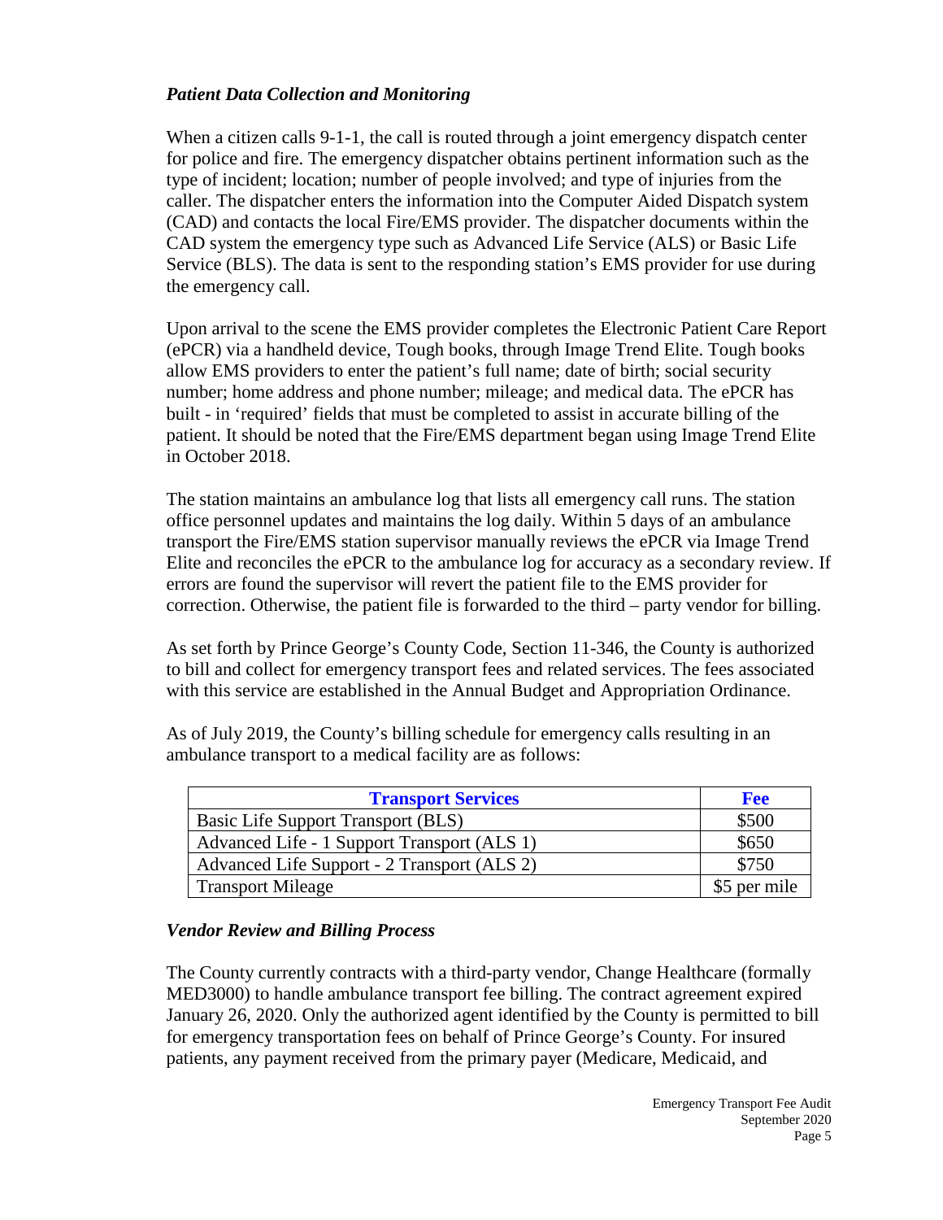### *Patient Data Collection and Monitoring*

When a citizen calls 9-1-1, the call is routed through a joint emergency dispatch center for police and fire. The emergency dispatcher obtains pertinent information such as the type of incident; location; number of people involved; and type of injuries from the caller. The dispatcher enters the information into the Computer Aided Dispatch system (CAD) and contacts the local Fire/EMS provider. The dispatcher documents within the CAD system the emergency type such as Advanced Life Service (ALS) or Basic Life Service (BLS). The data is sent to the responding station's EMS provider for use during the emergency call.

Upon arrival to the scene the EMS provider completes the Electronic Patient Care Report (ePCR) via a handheld device, Tough books, through Image Trend Elite. Tough books allow EMS providers to enter the patient's full name; date of birth; social security number; home address and phone number; mileage; and medical data. The ePCR has built - in 'required' fields that must be completed to assist in accurate billing of the patient. It should be noted that the Fire/EMS department began using Image Trend Elite in October 2018.

The station maintains an ambulance log that lists all emergency call runs. The station office personnel updates and maintains the log daily. Within 5 days of an ambulance transport the Fire/EMS station supervisor manually reviews the ePCR via Image Trend Elite and reconciles the ePCR to the ambulance log for accuracy as a secondary review. If errors are found the supervisor will revert the patient file to the EMS provider for correction. Otherwise, the patient file is forwarded to the third – party vendor for billing.

As set forth by Prince George's County Code, Section 11-346, the County is authorized to bill and collect for emergency transport fees and related services. The fees associated with this service are established in the Annual Budget and Appropriation Ordinance.

As of July 2019, the County's billing schedule for emergency calls resulting in an ambulance transport to a medical facility are as follows:

| Transport Services | Fee |
|---|---|
| Basic Life Support Transport (BLS) | $500 |
| Advanced Life - 1 Support Transport (ALS 1) | $650 |
| Advanced Life Support - 2 Transport (ALS 2) | $750 |
| Transport Mileage | $5 per mile |

### *Vendor Review and Billing Process*

The County currently contracts with a third-party vendor, Change Healthcare (formally MED3000) to handle ambulance transport fee billing. The contract agreement expired January 26, 2020. Only the authorized agent identified by the County is permitted to bill for emergency transportation fees on behalf of Prince George's County. For insured patients, any payment received from the primary payer (Medicare, Medicaid, and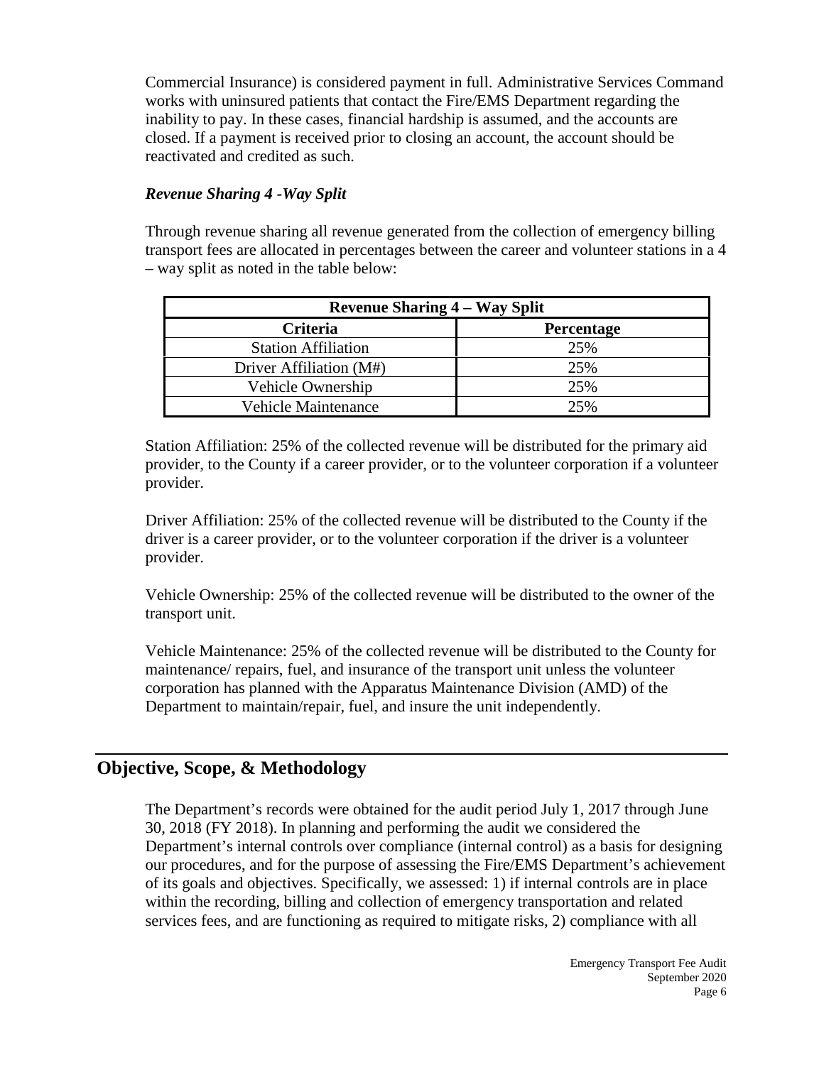Commercial Insurance) is considered payment in full. Administrative Services Command works with uninsured patients that contact the Fire/EMS Department regarding the inability to pay. In these cases, financial hardship is assumed, and the accounts are closed. If a payment is received prior to closing an account, the account should be reactivated and credited as such.

***Revenue Sharing 4 -Way Split***

Through revenue sharing all revenue generated from the collection of emergency billing transport fees are allocated in percentages between the career and volunteer stations in a 4 – way split as noted in the table below:

| **Revenue Sharing 4 – Way Split** | |
|---|---|
| **Criteria** | **Percentage** |
| Station Affiliation | 25% |
| Driver Affiliation (M#) | 25% |
| Vehicle Ownership | 25% |
| Vehicle Maintenance | 25% |

Station Affiliation: 25% of the collected revenue will be distributed for the primary aid provider, to the County if a career provider, or to the volunteer corporation if a volunteer provider.

Driver Affiliation: 25% of the collected revenue will be distributed to the County if the driver is a career provider, or to the volunteer corporation if the driver is a volunteer provider.

Vehicle Ownership: 25% of the collected revenue will be distributed to the owner of the transport unit.

Vehicle Maintenance: 25% of the collected revenue will be distributed to the County for maintenance/ repairs, fuel, and insurance of the transport unit unless the volunteer corporation has planned with the Apparatus Maintenance Division (AMD) of the Department to maintain/repair, fuel, and insure the unit independently.

## Objective, Scope, & Methodology

The Department's records were obtained for the audit period July 1, 2017 through June 30, 2018 (FY 2018). In planning and performing the audit we considered the Department's internal controls over compliance (internal control) as a basis for designing our procedures, and for the purpose of assessing the Fire/EMS Department's achievement of its goals and objectives. Specifically, we assessed: 1) if internal controls are in place within the recording, billing and collection of emergency transportation and related services fees, and are functioning as required to mitigate risks, 2) compliance with all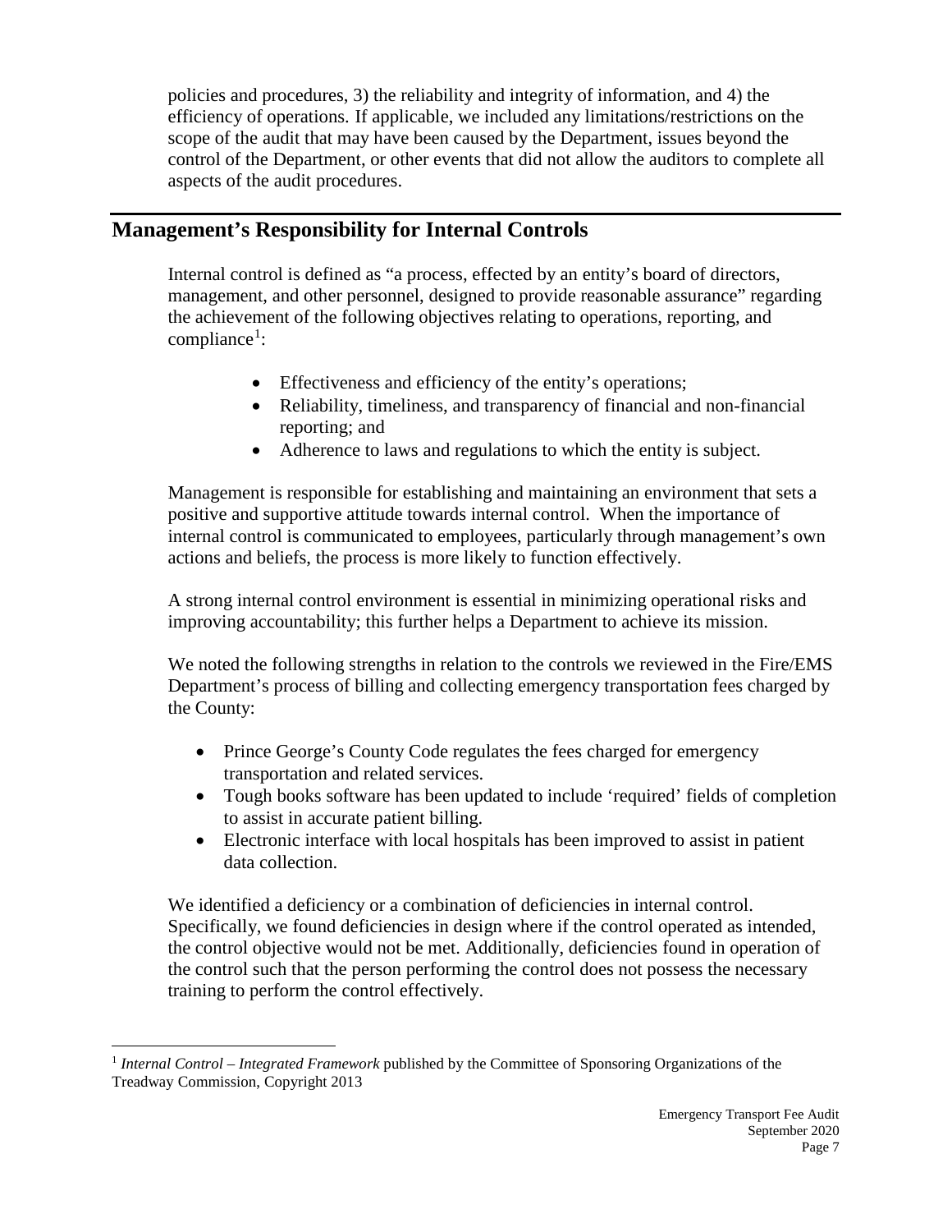policies and procedures, 3) the reliability and integrity of information, and 4) the efficiency of operations. If applicable, we included any limitations/restrictions on the scope of the audit that may have been caused by the Department, issues beyond the control of the Department, or other events that did not allow the auditors to complete all aspects of the audit procedures.

## Management's Responsibility for Internal Controls

Internal control is defined as "a process, effected by an entity's board of directors, management, and other personnel, designed to provide reasonable assurance" regarding the achievement of the following objectives relating to operations, reporting, and compliance[1]:

- Effectiveness and efficiency of the entity's operations;
- Reliability, timeliness, and transparency of financial and non-financial reporting; and
- Adherence to laws and regulations to which the entity is subject.

Management is responsible for establishing and maintaining an environment that sets a positive and supportive attitude towards internal control. When the importance of internal control is communicated to employees, particularly through management's own actions and beliefs, the process is more likely to function effectively.

A strong internal control environment is essential in minimizing operational risks and improving accountability; this further helps a Department to achieve its mission.

We noted the following strengths in relation to the controls we reviewed in the Fire/EMS Department's process of billing and collecting emergency transportation fees charged by the County:

- Prince George's County Code regulates the fees charged for emergency transportation and related services.
- Tough books software has been updated to include 'required' fields of completion to assist in accurate patient billing.
- Electronic interface with local hospitals has been improved to assist in patient data collection.

We identified a deficiency or a combination of deficiencies in internal control. Specifically, we found deficiencies in design where if the control operated as intended, the control objective would not be met. Additionally, deficiencies found in operation of the control such that the person performing the control does not possess the necessary training to perform the control effectively.

[1] *Internal Control – Integrated Framework* published by the Committee of Sponsoring Organizations of the Treadway Commission, Copyright 2013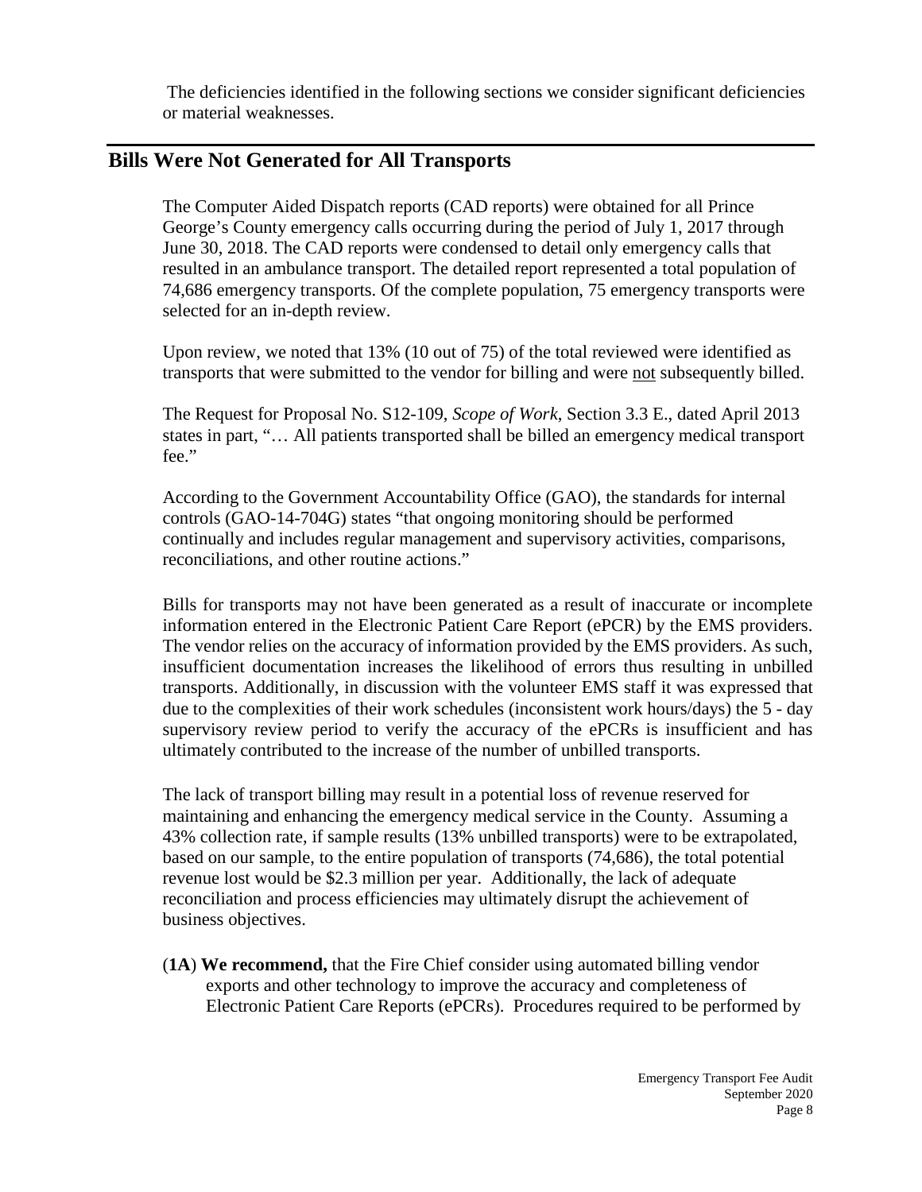The deficiencies identified in the following sections we consider significant deficiencies or material weaknesses.

## Bills Were Not Generated for All Transports

The Computer Aided Dispatch reports (CAD reports) were obtained for all Prince George's County emergency calls occurring during the period of July 1, 2017 through June 30, 2018. The CAD reports were condensed to detail only emergency calls that resulted in an ambulance transport. The detailed report represented a total population of 74,686 emergency transports. Of the complete population, 75 emergency transports were selected for an in-depth review.

Upon review, we noted that 13% (10 out of 75) of the total reviewed were identified as transports that were submitted to the vendor for billing and were not subsequently billed.

The Request for Proposal No. S12-109, *Scope of Work*, Section 3.3 E., dated April 2013 states in part, "… All patients transported shall be billed an emergency medical transport fee."

According to the Government Accountability Office (GAO), the standards for internal controls (GAO-14-704G) states "that ongoing monitoring should be performed continually and includes regular management and supervisory activities, comparisons, reconciliations, and other routine actions."

Bills for transports may not have been generated as a result of inaccurate or incomplete information entered in the Electronic Patient Care Report (ePCR) by the EMS providers. The vendor relies on the accuracy of information provided by the EMS providers. As such, insufficient documentation increases the likelihood of errors thus resulting in unbilled transports. Additionally, in discussion with the volunteer EMS staff it was expressed that due to the complexities of their work schedules (inconsistent work hours/days) the 5 - day supervisory review period to verify the accuracy of the ePCRs is insufficient and has ultimately contributed to the increase of the number of unbilled transports.

The lack of transport billing may result in a potential loss of revenue reserved for maintaining and enhancing the emergency medical service in the County. Assuming a 43% collection rate, if sample results (13% unbilled transports) were to be extrapolated, based on our sample, to the entire population of transports (74,686), the total potential revenue lost would be $2.3 million per year. Additionally, the lack of adequate reconciliation and process efficiencies may ultimately disrupt the achievement of business objectives.

(**1A**) **We recommend,** that the Fire Chief consider using automated billing vendor exports and other technology to improve the accuracy and completeness of Electronic Patient Care Reports (ePCRs). Procedures required to be performed by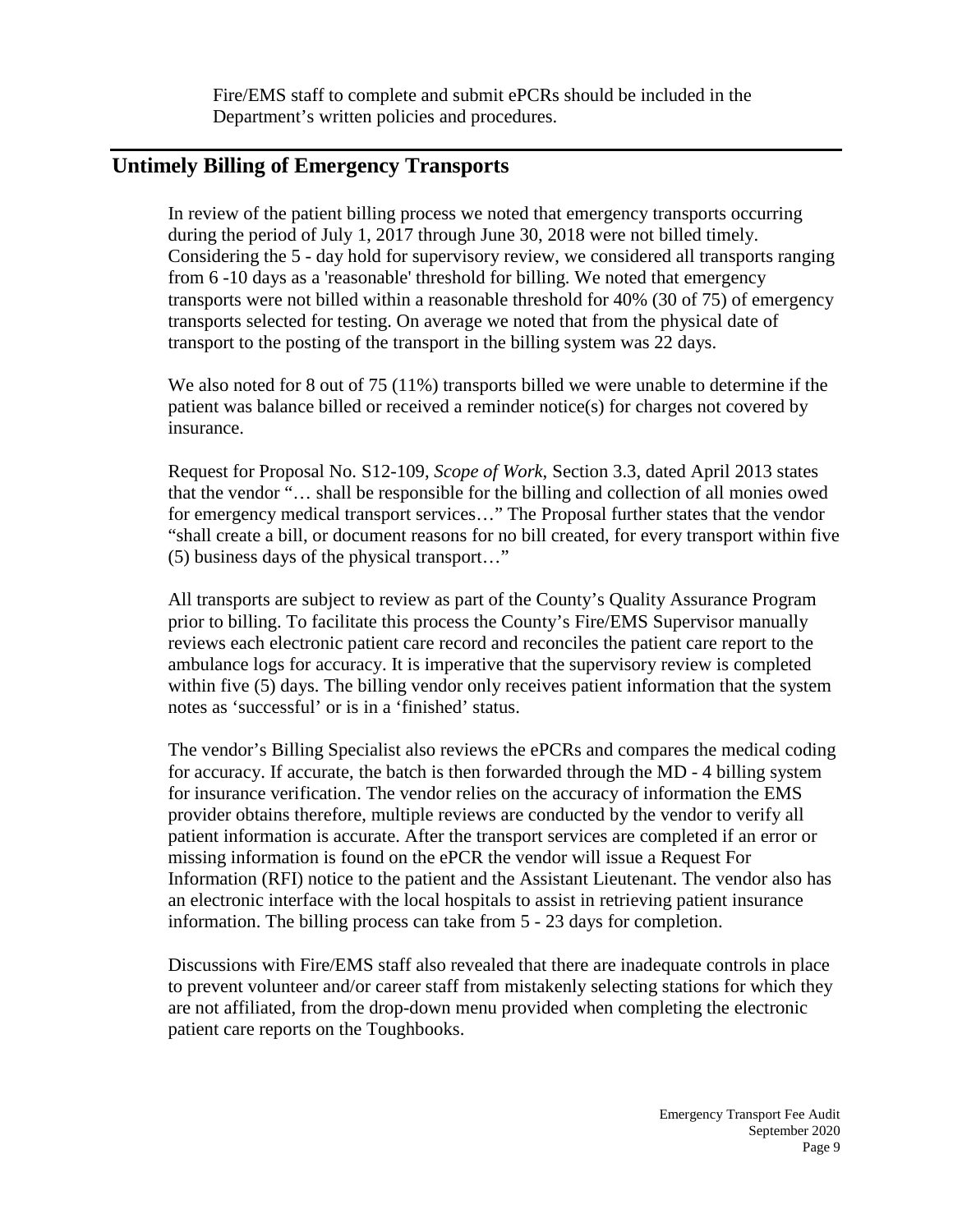Fire/EMS staff to complete and submit ePCRs should be included in the Department's written policies and procedures.

## Untimely Billing of Emergency Transports

In review of the patient billing process we noted that emergency transports occurring during the period of July 1, 2017 through June 30, 2018 were not billed timely. Considering the 5 - day hold for supervisory review, we considered all transports ranging from 6 -10 days as a 'reasonable' threshold for billing. We noted that emergency transports were not billed within a reasonable threshold for 40% (30 of 75) of emergency transports selected for testing. On average we noted that from the physical date of transport to the posting of the transport in the billing system was 22 days.

We also noted for 8 out of 75 (11%) transports billed we were unable to determine if the patient was balance billed or received a reminder notice(s) for charges not covered by insurance.

Request for Proposal No. S12-109, *Scope of Work*, Section 3.3, dated April 2013 states that the vendor "… shall be responsible for the billing and collection of all monies owed for emergency medical transport services…" The Proposal further states that the vendor "shall create a bill, or document reasons for no bill created, for every transport within five (5) business days of the physical transport…"

All transports are subject to review as part of the County's Quality Assurance Program prior to billing. To facilitate this process the County's Fire/EMS Supervisor manually reviews each electronic patient care record and reconciles the patient care report to the ambulance logs for accuracy. It is imperative that the supervisory review is completed within five (5) days. The billing vendor only receives patient information that the system notes as 'successful' or is in a 'finished' status.

The vendor's Billing Specialist also reviews the ePCRs and compares the medical coding for accuracy. If accurate, the batch is then forwarded through the MD - 4 billing system for insurance verification. The vendor relies on the accuracy of information the EMS provider obtains therefore, multiple reviews are conducted by the vendor to verify all patient information is accurate. After the transport services are completed if an error or missing information is found on the ePCR the vendor will issue a Request For Information (RFI) notice to the patient and the Assistant Lieutenant. The vendor also has an electronic interface with the local hospitals to assist in retrieving patient insurance information. The billing process can take from 5 - 23 days for completion.

Discussions with Fire/EMS staff also revealed that there are inadequate controls in place to prevent volunteer and/or career staff from mistakenly selecting stations for which they are not affiliated, from the drop-down menu provided when completing the electronic patient care reports on the Toughbooks.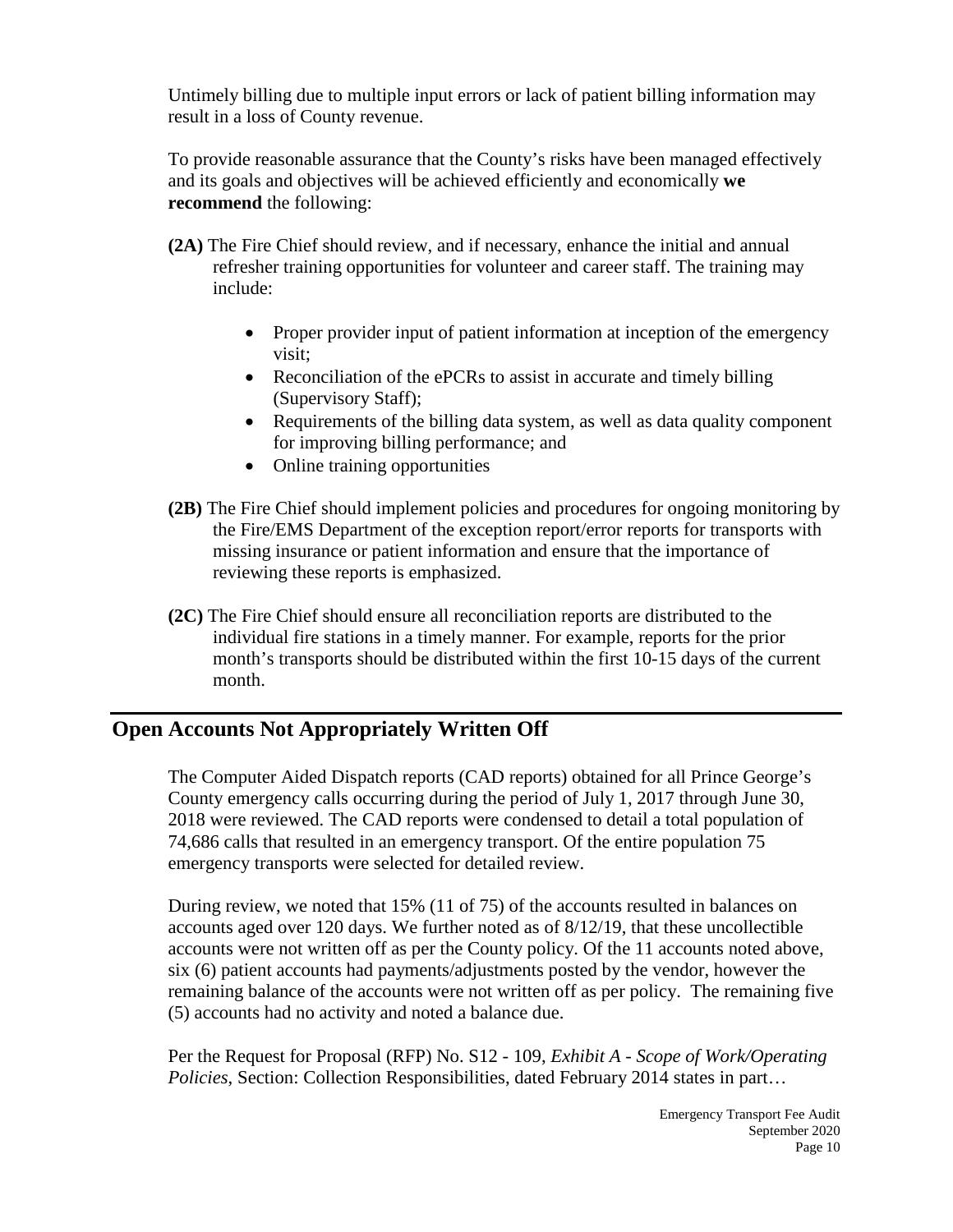Untimely billing due to multiple input errors or lack of patient billing information may result in a loss of County revenue.

To provide reasonable assurance that the County's risks have been managed effectively and its goals and objectives will be achieved efficiently and economically **we recommend** the following:

**(2A)** The Fire Chief should review, and if necessary, enhance the initial and annual refresher training opportunities for volunteer and career staff. The training may include:

- Proper provider input of patient information at inception of the emergency visit;
- Reconciliation of the ePCRs to assist in accurate and timely billing (Supervisory Staff);
- Requirements of the billing data system, as well as data quality component for improving billing performance; and
- Online training opportunities

**(2B)** The Fire Chief should implement policies and procedures for ongoing monitoring by the Fire/EMS Department of the exception report/error reports for transports with missing insurance or patient information and ensure that the importance of reviewing these reports is emphasized.

**(2C)** The Fire Chief should ensure all reconciliation reports are distributed to the individual fire stations in a timely manner. For example, reports for the prior month's transports should be distributed within the first 10-15 days of the current month.

## Open Accounts Not Appropriately Written Off

The Computer Aided Dispatch reports (CAD reports) obtained for all Prince George's County emergency calls occurring during the period of July 1, 2017 through June 30, 2018 were reviewed. The CAD reports were condensed to detail a total population of 74,686 calls that resulted in an emergency transport. Of the entire population 75 emergency transports were selected for detailed review.

During review, we noted that 15% (11 of 75) of the accounts resulted in balances on accounts aged over 120 days. We further noted as of 8/12/19, that these uncollectible accounts were not written off as per the County policy. Of the 11 accounts noted above, six (6) patient accounts had payments/adjustments posted by the vendor, however the remaining balance of the accounts were not written off as per policy. The remaining five (5) accounts had no activity and noted a balance due.

Per the Request for Proposal (RFP) No. S12 - 109, *Exhibit A - Scope of Work/Operating Policies,* Section: Collection Responsibilities, dated February 2014 states in part…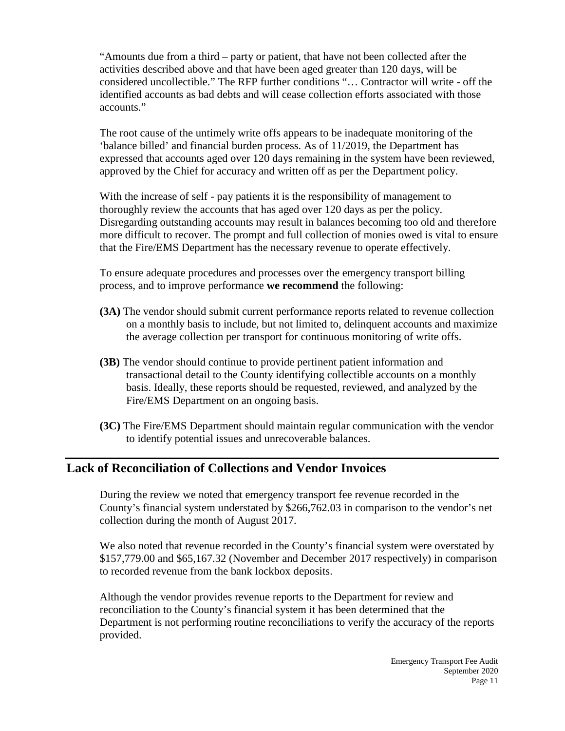"Amounts due from a third – party or patient, that have not been collected after the activities described above and that have been aged greater than 120 days, will be considered uncollectible." The RFP further conditions "… Contractor will write - off the identified accounts as bad debts and will cease collection efforts associated with those accounts."

The root cause of the untimely write offs appears to be inadequate monitoring of the 'balance billed' and financial burden process. As of 11/2019, the Department has expressed that accounts aged over 120 days remaining in the system have been reviewed, approved by the Chief for accuracy and written off as per the Department policy.

With the increase of self - pay patients it is the responsibility of management to thoroughly review the accounts that has aged over 120 days as per the policy. Disregarding outstanding accounts may result in balances becoming too old and therefore more difficult to recover. The prompt and full collection of monies owed is vital to ensure that the Fire/EMS Department has the necessary revenue to operate effectively.

To ensure adequate procedures and processes over the emergency transport billing process, and to improve performance **we recommend** the following:

**(3A)** The vendor should submit current performance reports related to revenue collection on a monthly basis to include, but not limited to, delinquent accounts and maximize the average collection per transport for continuous monitoring of write offs.

**(3B)** The vendor should continue to provide pertinent patient information and transactional detail to the County identifying collectible accounts on a monthly basis. Ideally, these reports should be requested, reviewed, and analyzed by the Fire/EMS Department on an ongoing basis.

**(3C)** The Fire/EMS Department should maintain regular communication with the vendor to identify potential issues and unrecoverable balances.

## Lack of Reconciliation of Collections and Vendor Invoices

During the review we noted that emergency transport fee revenue recorded in the County's financial system understated by $266,762.03 in comparison to the vendor's net collection during the month of August 2017.

We also noted that revenue recorded in the County's financial system were overstated by $157,779.00 and $65,167.32 (November and December 2017 respectively) in comparison to recorded revenue from the bank lockbox deposits.

Although the vendor provides revenue reports to the Department for review and reconciliation to the County's financial system it has been determined that the Department is not performing routine reconciliations to verify the accuracy of the reports provided.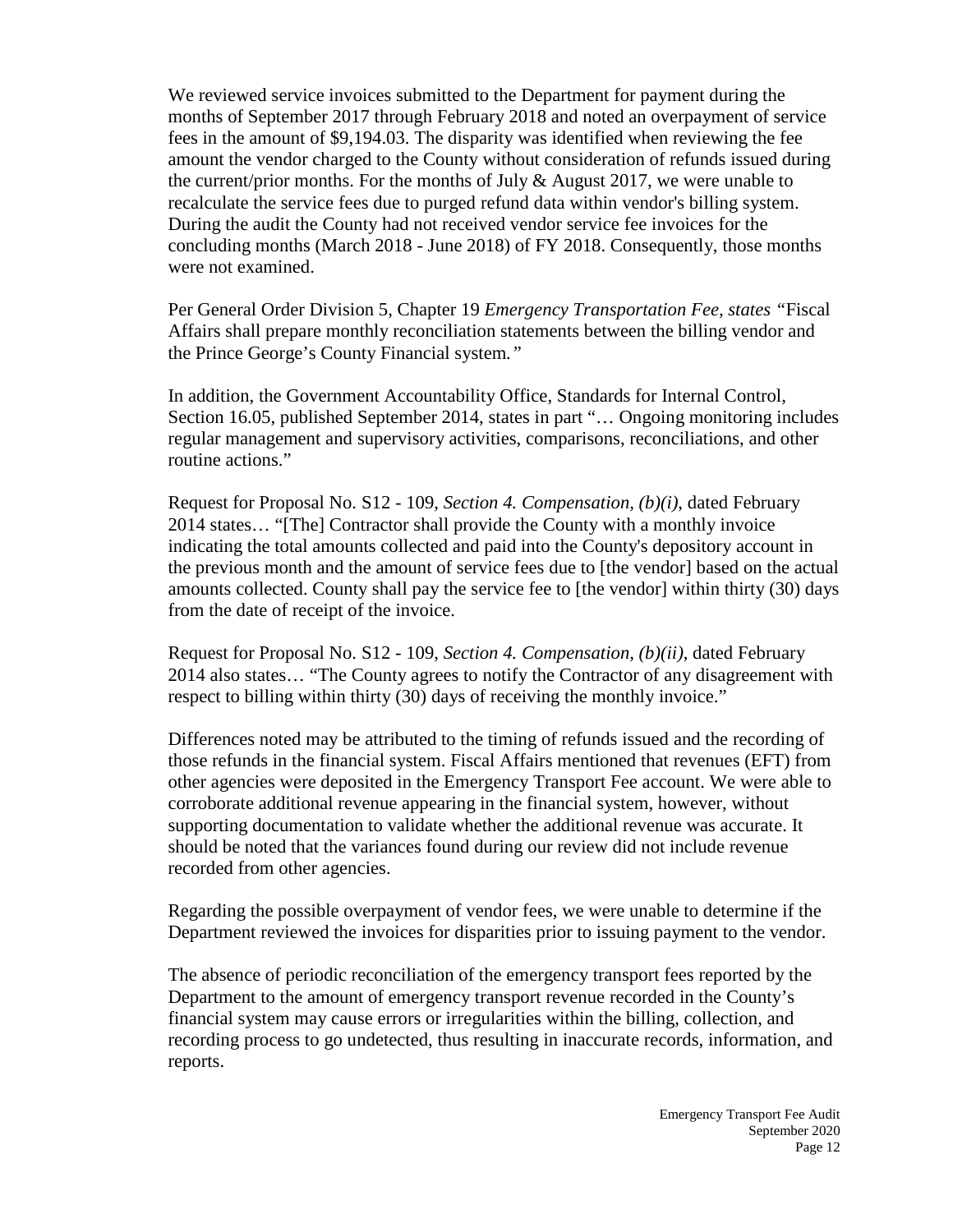We reviewed service invoices submitted to the Department for payment during the months of September 2017 through February 2018 and noted an overpayment of service fees in the amount of $9,194.03. The disparity was identified when reviewing the fee amount the vendor charged to the County without consideration of refunds issued during the current/prior months. For the months of July & August 2017, we were unable to recalculate the service fees due to purged refund data within vendor's billing system. During the audit the County had not received vendor service fee invoices for the concluding months (March 2018 - June 2018) of FY 2018. Consequently, those months were not examined.

Per General Order Division 5, Chapter 19 *Emergency Transportation Fee, states "*Fiscal Affairs shall prepare monthly reconciliation statements between the billing vendor and the Prince George's County Financial system.*"*

In addition, the Government Accountability Office, Standards for Internal Control, Section 16.05, published September 2014, states in part "… Ongoing monitoring includes regular management and supervisory activities, comparisons, reconciliations, and other routine actions."

Request for Proposal No. S12 - 109, *Section 4. Compensation, (b)(i)*, dated February 2014 states… "[The] Contractor shall provide the County with a monthly invoice indicating the total amounts collected and paid into the County's depository account in the previous month and the amount of service fees due to [the vendor] based on the actual amounts collected. County shall pay the service fee to [the vendor] within thirty (30) days from the date of receipt of the invoice.

Request for Proposal No. S12 - 109, *Section 4. Compensation, (b)(ii)*, dated February 2014 also states… "The County agrees to notify the Contractor of any disagreement with respect to billing within thirty (30) days of receiving the monthly invoice."

Differences noted may be attributed to the timing of refunds issued and the recording of those refunds in the financial system. Fiscal Affairs mentioned that revenues (EFT) from other agencies were deposited in the Emergency Transport Fee account. We were able to corroborate additional revenue appearing in the financial system, however, without supporting documentation to validate whether the additional revenue was accurate. It should be noted that the variances found during our review did not include revenue recorded from other agencies.

Regarding the possible overpayment of vendor fees, we were unable to determine if the Department reviewed the invoices for disparities prior to issuing payment to the vendor.

The absence of periodic reconciliation of the emergency transport fees reported by the Department to the amount of emergency transport revenue recorded in the County's financial system may cause errors or irregularities within the billing, collection, and recording process to go undetected, thus resulting in inaccurate records, information, and reports.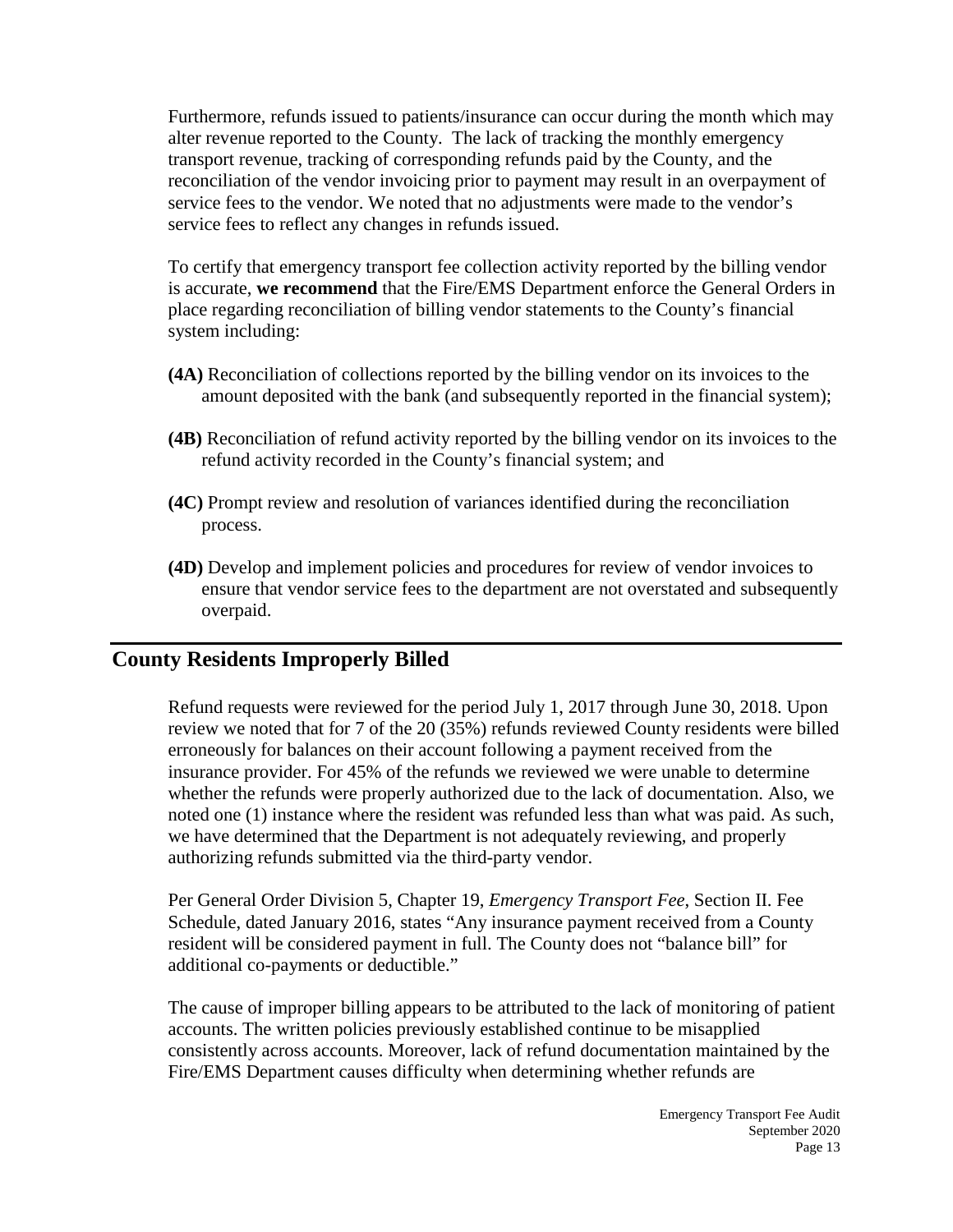Furthermore, refunds issued to patients/insurance can occur during the month which may alter revenue reported to the County. The lack of tracking the monthly emergency transport revenue, tracking of corresponding refunds paid by the County, and the reconciliation of the vendor invoicing prior to payment may result in an overpayment of service fees to the vendor. We noted that no adjustments were made to the vendor's service fees to reflect any changes in refunds issued.

To certify that emergency transport fee collection activity reported by the billing vendor is accurate, **we recommend** that the Fire/EMS Department enforce the General Orders in place regarding reconciliation of billing vendor statements to the County's financial system including:

**(4A)** Reconciliation of collections reported by the billing vendor on its invoices to the amount deposited with the bank (and subsequently reported in the financial system);

**(4B)** Reconciliation of refund activity reported by the billing vendor on its invoices to the refund activity recorded in the County's financial system; and

**(4C)** Prompt review and resolution of variances identified during the reconciliation process.

**(4D)** Develop and implement policies and procedures for review of vendor invoices to ensure that vendor service fees to the department are not overstated and subsequently overpaid.

## County Residents Improperly Billed

Refund requests were reviewed for the period July 1, 2017 through June 30, 2018. Upon review we noted that for 7 of the 20 (35%) refunds reviewed County residents were billed erroneously for balances on their account following a payment received from the insurance provider. For 45% of the refunds we reviewed we were unable to determine whether the refunds were properly authorized due to the lack of documentation. Also, we noted one (1) instance where the resident was refunded less than what was paid. As such, we have determined that the Department is not adequately reviewing, and properly authorizing refunds submitted via the third-party vendor.

Per General Order Division 5, Chapter 19, *Emergency Transport Fee,* Section II. Fee Schedule, dated January 2016, states "Any insurance payment received from a County resident will be considered payment in full. The County does not "balance bill" for additional co-payments or deductible."

The cause of improper billing appears to be attributed to the lack of monitoring of patient accounts. The written policies previously established continue to be misapplied consistently across accounts. Moreover, lack of refund documentation maintained by the Fire/EMS Department causes difficulty when determining whether refunds are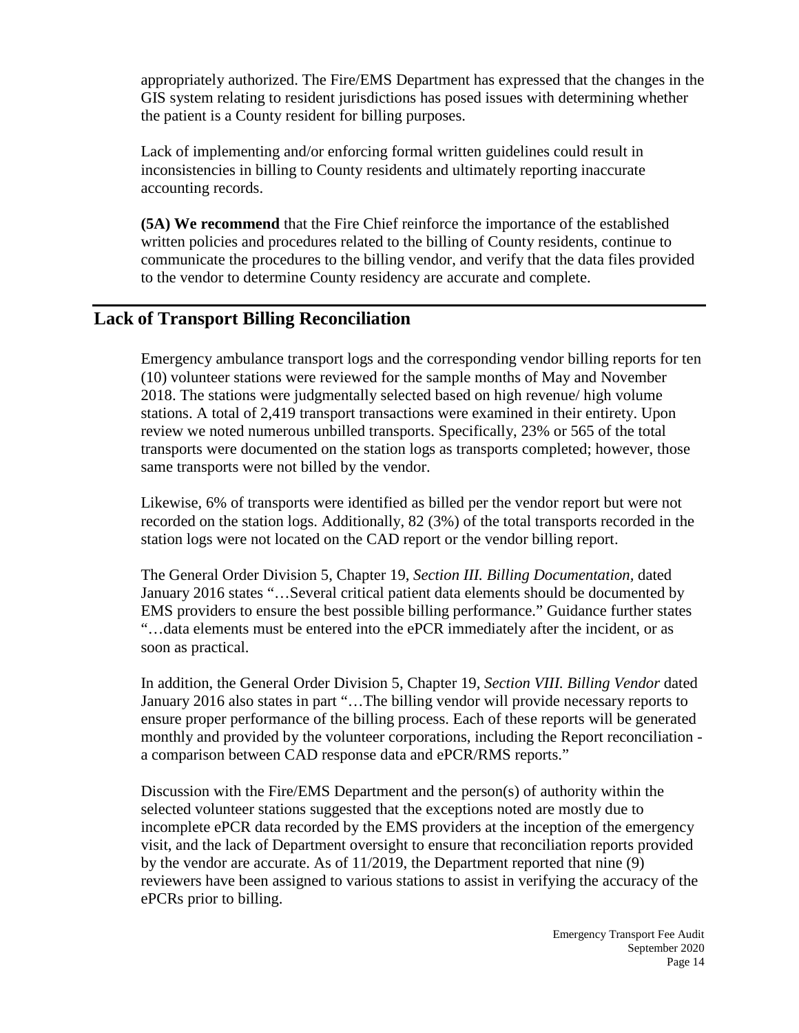appropriately authorized. The Fire/EMS Department has expressed that the changes in the GIS system relating to resident jurisdictions has posed issues with determining whether the patient is a County resident for billing purposes.

Lack of implementing and/or enforcing formal written guidelines could result in inconsistencies in billing to County residents and ultimately reporting inaccurate accounting records.

**(5A) We recommend** that the Fire Chief reinforce the importance of the established written policies and procedures related to the billing of County residents, continue to communicate the procedures to the billing vendor, and verify that the data files provided to the vendor to determine County residency are accurate and complete.

## Lack of Transport Billing Reconciliation

Emergency ambulance transport logs and the corresponding vendor billing reports for ten (10) volunteer stations were reviewed for the sample months of May and November 2018. The stations were judgmentally selected based on high revenue/ high volume stations. A total of 2,419 transport transactions were examined in their entirety. Upon review we noted numerous unbilled transports. Specifically, 23% or 565 of the total transports were documented on the station logs as transports completed; however, those same transports were not billed by the vendor.

Likewise, 6% of transports were identified as billed per the vendor report but were not recorded on the station logs. Additionally, 82 (3%) of the total transports recorded in the station logs were not located on the CAD report or the vendor billing report.

The General Order Division 5, Chapter 19, *Section III. Billing Documentation,* dated January 2016 states "…Several critical patient data elements should be documented by EMS providers to ensure the best possible billing performance." Guidance further states "…data elements must be entered into the ePCR immediately after the incident, or as soon as practical.

In addition, the General Order Division 5, Chapter 19, *Section VIII. Billing Vendor* dated January 2016 also states in part "…The billing vendor will provide necessary reports to ensure proper performance of the billing process. Each of these reports will be generated monthly and provided by the volunteer corporations, including the Report reconciliation - a comparison between CAD response data and ePCR/RMS reports."

Discussion with the Fire/EMS Department and the person(s) of authority within the selected volunteer stations suggested that the exceptions noted are mostly due to incomplete ePCR data recorded by the EMS providers at the inception of the emergency visit, and the lack of Department oversight to ensure that reconciliation reports provided by the vendor are accurate. As of 11/2019, the Department reported that nine (9) reviewers have been assigned to various stations to assist in verifying the accuracy of the ePCRs prior to billing.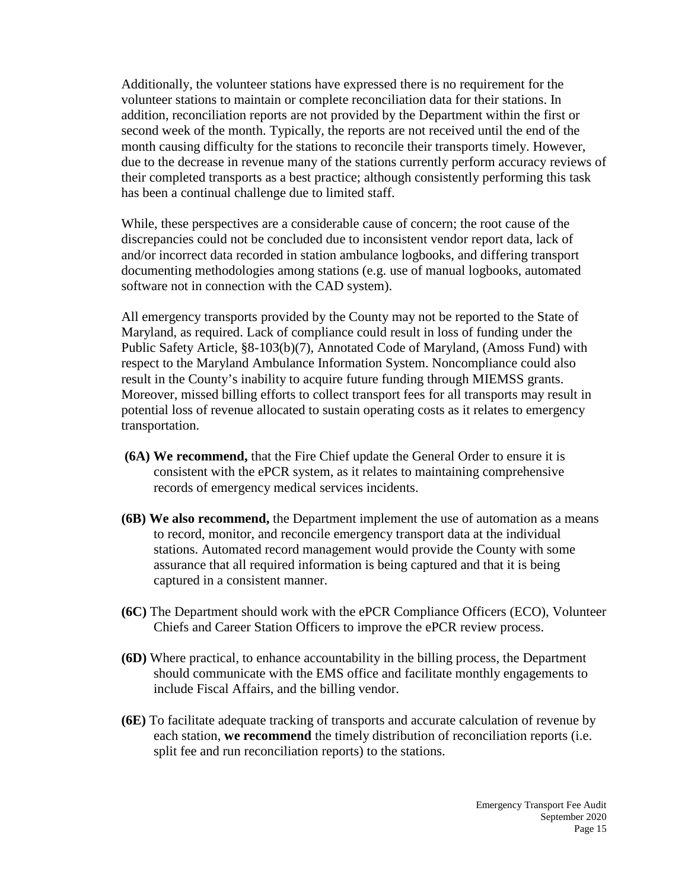Additionally, the volunteer stations have expressed there is no requirement for the volunteer stations to maintain or complete reconciliation data for their stations. In addition, reconciliation reports are not provided by the Department within the first or second week of the month. Typically, the reports are not received until the end of the month causing difficulty for the stations to reconcile their transports timely. However, due to the decrease in revenue many of the stations currently perform accuracy reviews of their completed transports as a best practice; although consistently performing this task has been a continual challenge due to limited staff.

While, these perspectives are a considerable cause of concern; the root cause of the discrepancies could not be concluded due to inconsistent vendor report data, lack of and/or incorrect data recorded in station ambulance logbooks, and differing transport documenting methodologies among stations (e.g. use of manual logbooks, automated software not in connection with the CAD system).

All emergency transports provided by the County may not be reported to the State of Maryland, as required. Lack of compliance could result in loss of funding under the Public Safety Article, §8-103(b)(7), Annotated Code of Maryland, (Amoss Fund) with respect to the Maryland Ambulance Information System. Noncompliance could also result in the County's inability to acquire future funding through MIEMSS grants. Moreover, missed billing efforts to collect transport fees for all transports may result in potential loss of revenue allocated to sustain operating costs as it relates to emergency transportation.

**(6A) We recommend,** that the Fire Chief update the General Order to ensure it is consistent with the ePCR system, as it relates to maintaining comprehensive records of emergency medical services incidents.

**(6B) We also recommend,** the Department implement the use of automation as a means to record, monitor, and reconcile emergency transport data at the individual stations. Automated record management would provide the County with some assurance that all required information is being captured and that it is being captured in a consistent manner.

**(6C)** The Department should work with the ePCR Compliance Officers (ECO), Volunteer Chiefs and Career Station Officers to improve the ePCR review process.

**(6D)** Where practical, to enhance accountability in the billing process, the Department should communicate with the EMS office and facilitate monthly engagements to include Fiscal Affairs, and the billing vendor.

**(6E)** To facilitate adequate tracking of transports and accurate calculation of revenue by each station, **we recommend** the timely distribution of reconciliation reports (i.e. split fee and run reconciliation reports) to the stations.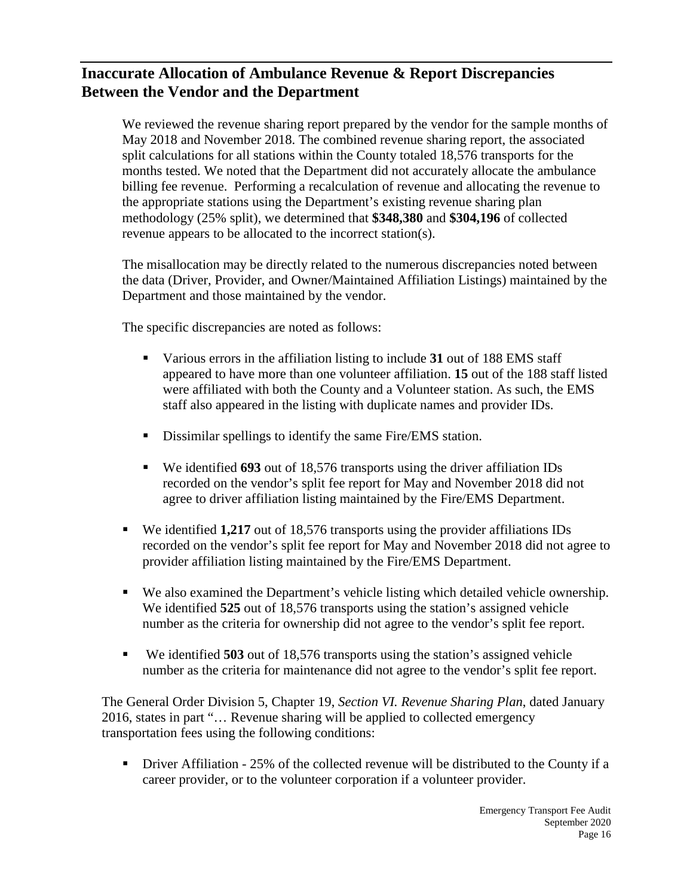## Inaccurate Allocation of Ambulance Revenue & Report Discrepancies Between the Vendor and the Department

We reviewed the revenue sharing report prepared by the vendor for the sample months of May 2018 and November 2018. The combined revenue sharing report, the associated split calculations for all stations within the County totaled 18,576 transports for the months tested. We noted that the Department did not accurately allocate the ambulance billing fee revenue. Performing a recalculation of revenue and allocating the revenue to the appropriate stations using the Department's existing revenue sharing plan methodology (25% split), we determined that **$348,380** and **$304,196** of collected revenue appears to be allocated to the incorrect station(s).

The misallocation may be directly related to the numerous discrepancies noted between the data (Driver, Provider, and Owner/Maintained Affiliation Listings) maintained by the Department and those maintained by the vendor.

The specific discrepancies are noted as follows:

- Various errors in the affiliation listing to include **31** out of 188 EMS staff appeared to have more than one volunteer affiliation. **15** out of the 188 staff listed were affiliated with both the County and a Volunteer station. As such, the EMS staff also appeared in the listing with duplicate names and provider IDs.
- Dissimilar spellings to identify the same Fire/EMS station.
- We identified **693** out of 18,576 transports using the driver affiliation IDs recorded on the vendor's split fee report for May and November 2018 did not agree to driver affiliation listing maintained by the Fire/EMS Department.
- We identified **1,217** out of 18,576 transports using the provider affiliations IDs recorded on the vendor's split fee report for May and November 2018 did not agree to provider affiliation listing maintained by the Fire/EMS Department.
- We also examined the Department's vehicle listing which detailed vehicle ownership. We identified **525** out of 18,576 transports using the station's assigned vehicle number as the criteria for ownership did not agree to the vendor's split fee report.
- We identified **503** out of 18,576 transports using the station's assigned vehicle number as the criteria for maintenance did not agree to the vendor's split fee report.

The General Order Division 5, Chapter 19, *Section VI. Revenue Sharing Plan*, dated January 2016, states in part "… Revenue sharing will be applied to collected emergency transportation fees using the following conditions:

- Driver Affiliation - 25% of the collected revenue will be distributed to the County if a career provider, or to the volunteer corporation if a volunteer provider.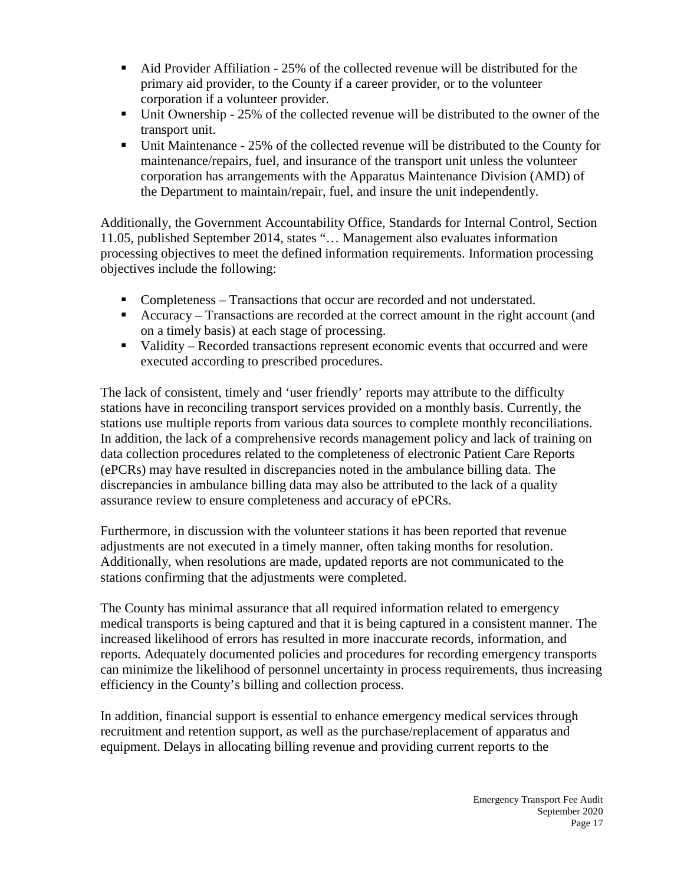- Aid Provider Affiliation - 25% of the collected revenue will be distributed for the primary aid provider, to the County if a career provider, or to the volunteer corporation if a volunteer provider.
- Unit Ownership - 25% of the collected revenue will be distributed to the owner of the transport unit.
- Unit Maintenance - 25% of the collected revenue will be distributed to the County for maintenance/repairs, fuel, and insurance of the transport unit unless the volunteer corporation has arrangements with the Apparatus Maintenance Division (AMD) of the Department to maintain/repair, fuel, and insure the unit independently.

Additionally, the Government Accountability Office, Standards for Internal Control, Section 11.05, published September 2014, states "… Management also evaluates information processing objectives to meet the defined information requirements. Information processing objectives include the following:

- Completeness – Transactions that occur are recorded and not understated.
- Accuracy – Transactions are recorded at the correct amount in the right account (and on a timely basis) at each stage of processing.
- Validity – Recorded transactions represent economic events that occurred and were executed according to prescribed procedures.

The lack of consistent, timely and 'user friendly' reports may attribute to the difficulty stations have in reconciling transport services provided on a monthly basis. Currently, the stations use multiple reports from various data sources to complete monthly reconciliations. In addition, the lack of a comprehensive records management policy and lack of training on data collection procedures related to the completeness of electronic Patient Care Reports (ePCRs) may have resulted in discrepancies noted in the ambulance billing data. The discrepancies in ambulance billing data may also be attributed to the lack of a quality assurance review to ensure completeness and accuracy of ePCRs.

Furthermore, in discussion with the volunteer stations it has been reported that revenue adjustments are not executed in a timely manner, often taking months for resolution. Additionally, when resolutions are made, updated reports are not communicated to the stations confirming that the adjustments were completed.

The County has minimal assurance that all required information related to emergency medical transports is being captured and that it is being captured in a consistent manner. The increased likelihood of errors has resulted in more inaccurate records, information, and reports. Adequately documented policies and procedures for recording emergency transports can minimize the likelihood of personnel uncertainty in process requirements, thus increasing efficiency in the County's billing and collection process.

In addition, financial support is essential to enhance emergency medical services through recruitment and retention support, as well as the purchase/replacement of apparatus and equipment. Delays in allocating billing revenue and providing current reports to the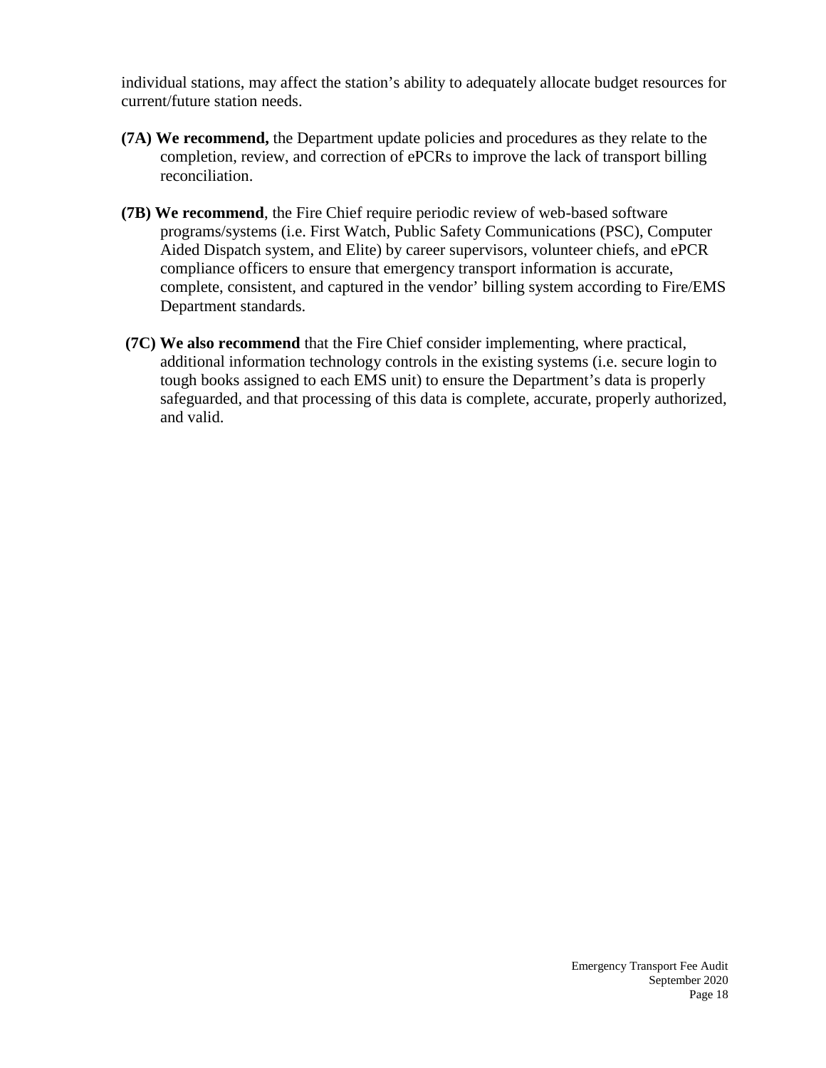individual stations, may affect the station's ability to adequately allocate budget resources for current/future station needs.

**(7A) We recommend,** the Department update policies and procedures as they relate to the completion, review, and correction of ePCRs to improve the lack of transport billing reconciliation.

**(7B) We recommend**, the Fire Chief require periodic review of web-based software programs/systems (i.e. First Watch, Public Safety Communications (PSC), Computer Aided Dispatch system, and Elite) by career supervisors, volunteer chiefs, and ePCR compliance officers to ensure that emergency transport information is accurate, complete, consistent, and captured in the vendor' billing system according to Fire/EMS Department standards.

**(7C) We also recommend** that the Fire Chief consider implementing, where practical, additional information technology controls in the existing systems (i.e. secure login to tough books assigned to each EMS unit) to ensure the Department's data is properly safeguarded, and that processing of this data is complete, accurate, properly authorized, and valid.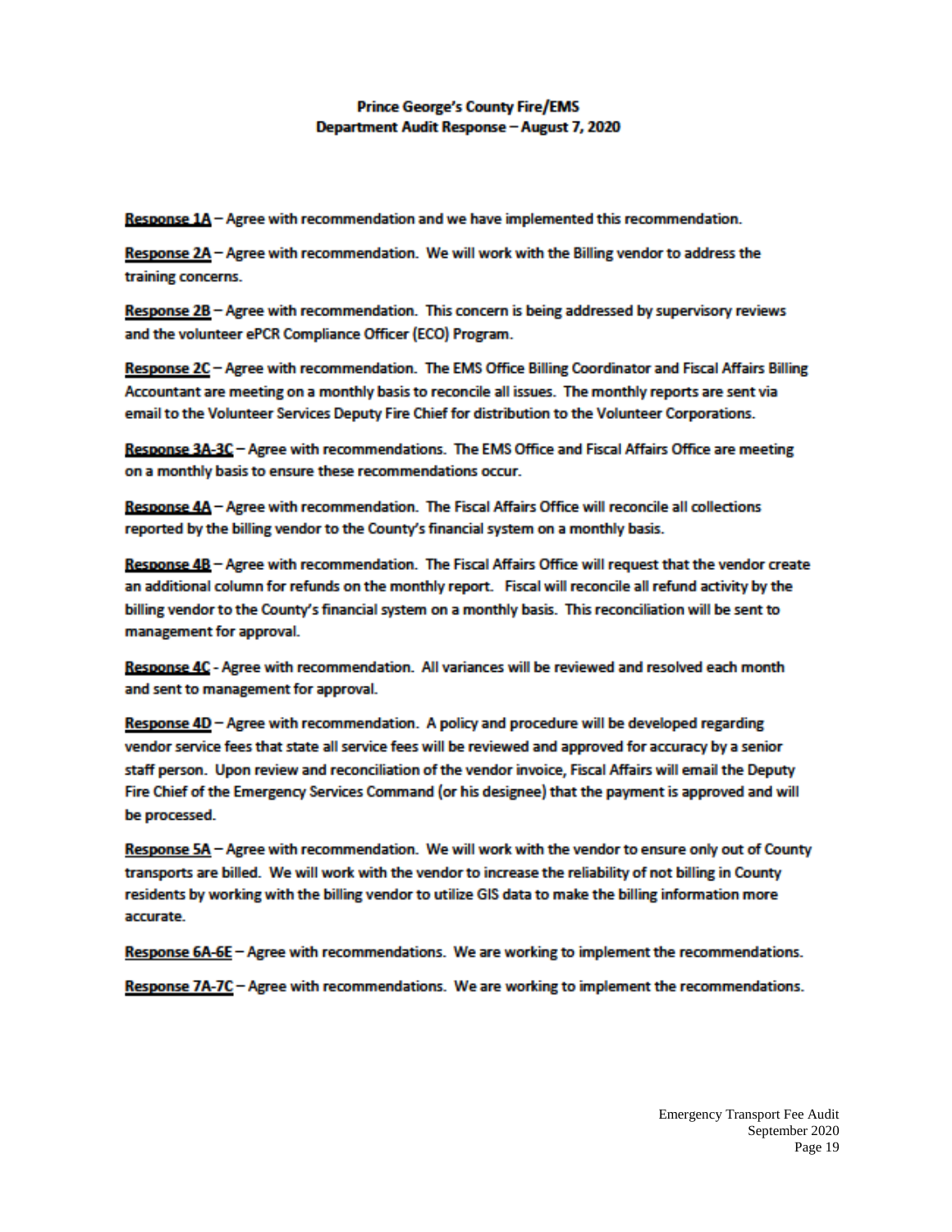**Prince George's County Fire/EMS**
**Department Audit Response – August 7, 2020**

<u>Response 1A</u> – Agree with recommendation and we have implemented this recommendation.

<u>Response 2A</u> – Agree with recommendation. We will work with the Billing vendor to address the training concerns.

<u>Response 2B</u> – Agree with recommendation. This concern is being addressed by supervisory reviews and the volunteer ePCR Compliance Officer (ECO) Program.

<u>Response 2C</u> – Agree with recommendation. The EMS Office Billing Coordinator and Fiscal Affairs Billing Accountant are meeting on a monthly basis to reconcile all issues. The monthly reports are sent via email to the Volunteer Services Deputy Fire Chief for distribution to the Volunteer Corporations.

<u>Response 3A-3C</u> – Agree with recommendations. The EMS Office and Fiscal Affairs Office are meeting on a monthly basis to ensure these recommendations occur.

<u>Response 4A</u> – Agree with recommendation. The Fiscal Affairs Office will reconcile all collections reported by the billing vendor to the County's financial system on a monthly basis.

<u>Response 4B</u> – Agree with recommendation. The Fiscal Affairs Office will request that the vendor create an additional column for refunds on the monthly report. Fiscal will reconcile all refund activity by the billing vendor to the County's financial system on a monthly basis. This reconciliation will be sent to management for approval.

<u>Response 4C</u> - Agree with recommendation. All variances will be reviewed and resolved each month and sent to management for approval.

<u>Response 4D</u> – Agree with recommendation. A policy and procedure will be developed regarding vendor service fees that state all service fees will be reviewed and approved for accuracy by a senior staff person. Upon review and reconciliation of the vendor invoice, Fiscal Affairs will email the Deputy Fire Chief of the Emergency Services Command (or his designee) that the payment is approved and will be processed.

<u>Response 5A</u> – Agree with recommendation. We will work with the vendor to ensure only out of County transports are billed. We will work with the vendor to increase the reliability of not billing in County residents by working with the billing vendor to utilize GIS data to make the billing information more accurate.

<u>Response 6A-6E</u> – Agree with recommendations. We are working to implement the recommendations.

<u>Response 7A-7C</u> – Agree with recommendations. We are working to implement the recommendations.